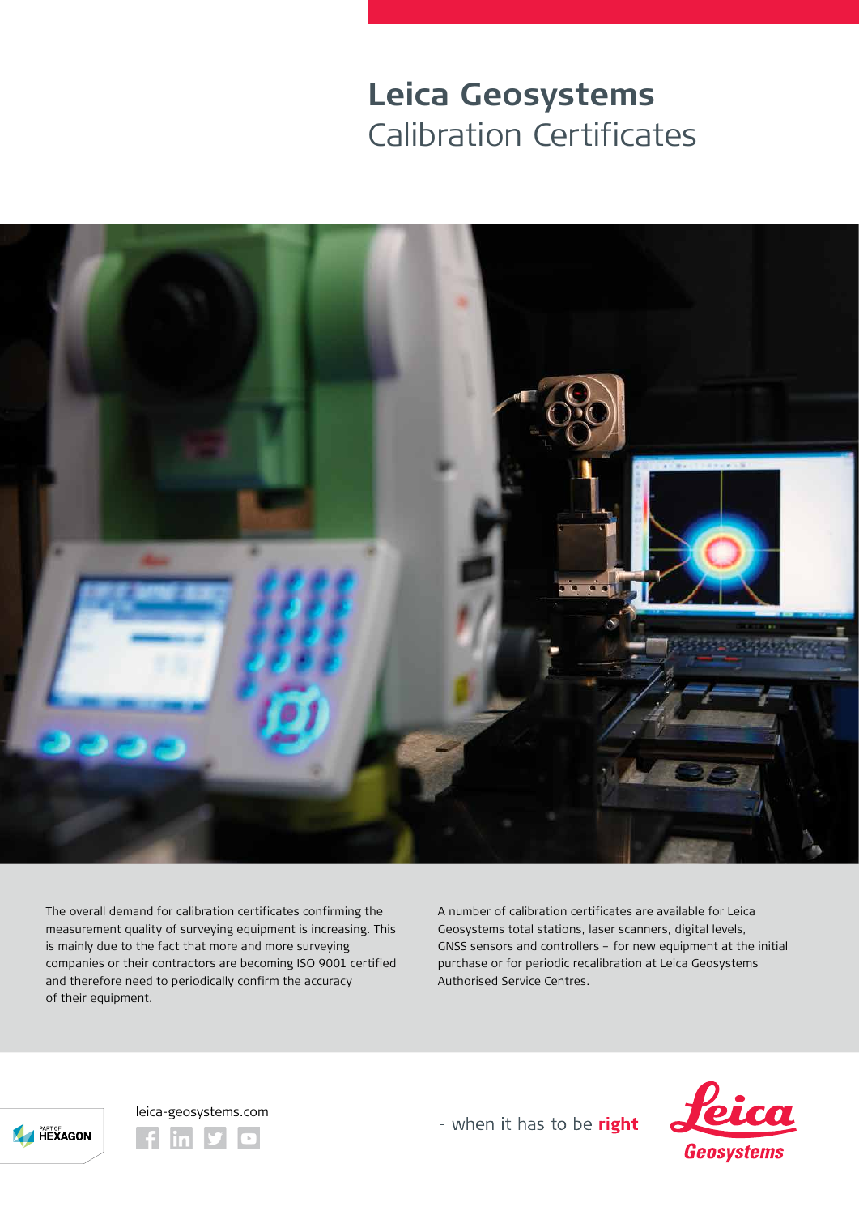# Leica Geosystems
## Calibration Certificates

The overall demand for calibration certificates confirming the measurement quality of surveying equipment is increasing. This is mainly due to the fact that more and more surveying companies or their contractors are becoming ISO 9001 certified and therefore need to periodically confirm the accuracy of their equipment.

A number of calibration certificates are available for Leica Geosystems total stations, laser scanners, digital levels, GNSS sensors and controllers – for new equipment at the initial purchase or for periodic recalibration at Leica Geosystems Authorised Service Centres.

leica-geosystems.com

- when it has to be **right**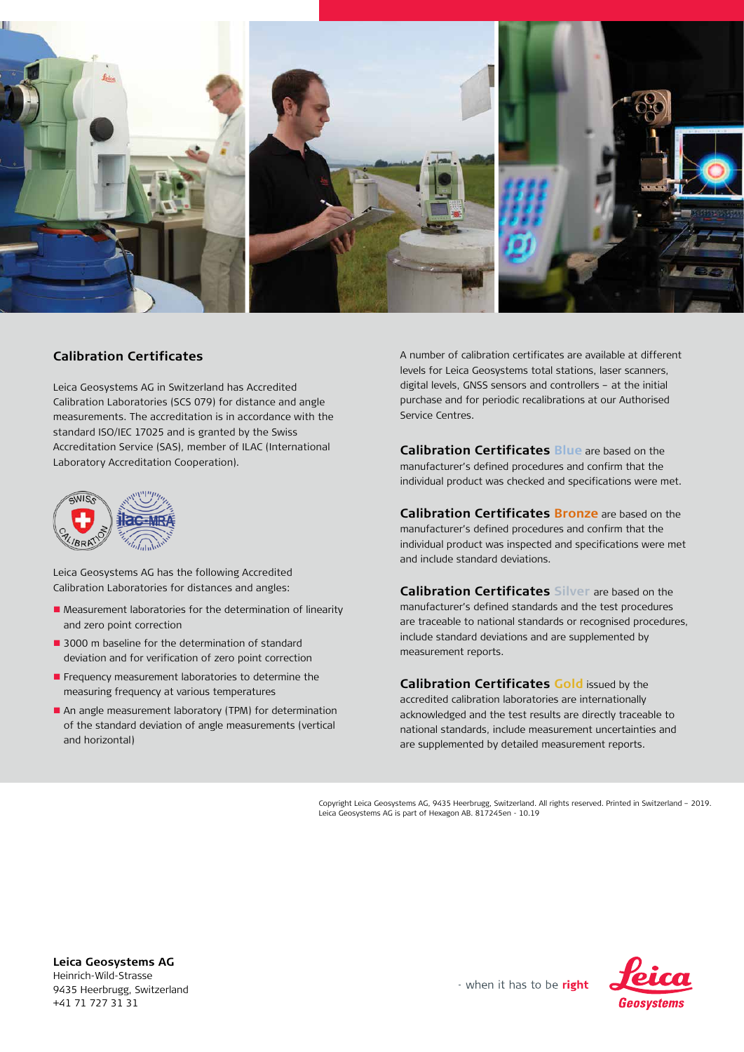## Calibration Certificates

Leica Geosystems AG in Switzerland has Accredited Calibration Laboratories (SCS 079) for distance and angle measurements. The accreditation is in accordance with the standard ISO/IEC 17025 and is granted by the Swiss Accreditation Service (SAS), member of ILAC (International Laboratory Accreditation Cooperation).

Leica Geosystems AG has the following Accredited Calibration Laboratories for distances and angles:

- Measurement laboratories for the determination of linearity and zero point correction
- 3000 m baseline for the determination of standard deviation and for verification of zero point correction
- Frequency measurement laboratories to determine the measuring frequency at various temperatures
- An angle measurement laboratory (TPM) for determination of the standard deviation of angle measurements (vertical and horizontal)

A number of calibration certificates are available at different levels for Leica Geosystems total stations, laser scanners, digital levels, GNSS sensors and controllers – at the initial purchase and for periodic recalibrations at our Authorised Service Centres.

**Calibration Certificates Blue** are based on the manufacturer's defined procedures and confirm that the individual product was checked and specifications were met.

**Calibration Certificates Bronze** are based on the manufacturer's defined procedures and confirm that the individual product was inspected and specifications were met and include standard deviations.

**Calibration Certificates Silver** are based on the manufacturer's defined standards and the test procedures are traceable to national standards or recognised procedures, include standard deviations and are supplemented by measurement reports.

**Calibration Certificates Gold** issued by the accredited calibration laboratories are internationally acknowledged and the test results are directly traceable to national standards, include measurement uncertainties and are supplemented by detailed measurement reports.

Copyright Leica Geosystems AG, 9435 Heerbrugg, Switzerland. All rights reserved. Printed in Switzerland – 2019.
Leica Geosystems AG is part of Hexagon AB. 817245en - 10.19

**Leica Geosystems AG**
Heinrich-Wild-Strasse
9435 Heerbrugg, Switzerland
+41 71 727 31 31

- when it has to be **right**